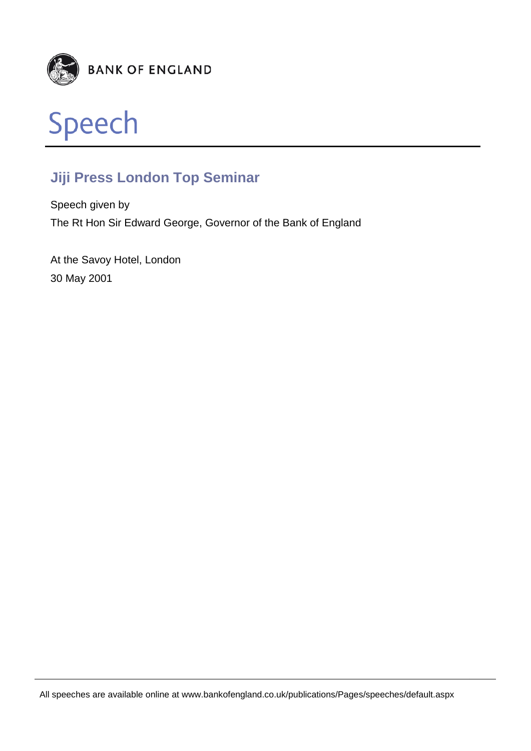BANK OF ENGLAND

# Speech

## Jiji Press London Top Seminar

Speech given by

The Rt Hon Sir Edward George, Governor of the Bank of England

At the Savoy Hotel, London

30 May 2001

All speeches are available online at www.bankofengland.co.uk/publications/Pages/speeches/default.aspx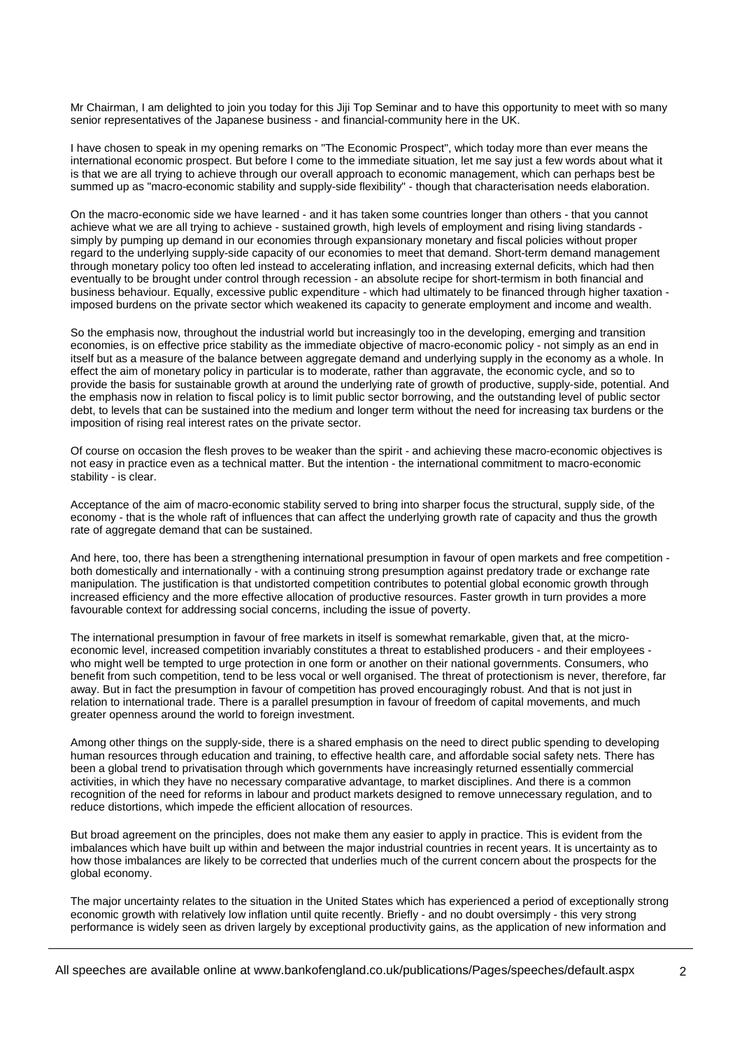Mr Chairman, I am delighted to join you today for this Jiji Top Seminar and to have this opportunity to meet with so many senior representatives of the Japanese business - and financial-community here in the UK.

I have chosen to speak in my opening remarks on "The Economic Prospect", which today more than ever means the international economic prospect. But before I come to the immediate situation, let me say just a few words about what it is that we are all trying to achieve through our overall approach to economic management, which can perhaps best be summed up as "macro-economic stability and supply-side flexibility" - though that characterisation needs elaboration.

On the macro-economic side we have learned - and it has taken some countries longer than others - that you cannot achieve what we are all trying to achieve - sustained growth, high levels of employment and rising living standards - simply by pumping up demand in our economies through expansionary monetary and fiscal policies without proper regard to the underlying supply-side capacity of our economies to meet that demand. Short-term demand management through monetary policy too often led instead to accelerating inflation, and increasing external deficits, which had then eventually to be brought under control through recession - an absolute recipe for short-termism in both financial and business behaviour. Equally, excessive public expenditure - which had ultimately to be financed through higher taxation - imposed burdens on the private sector which weakened its capacity to generate employment and income and wealth.

So the emphasis now, throughout the industrial world but increasingly too in the developing, emerging and transition economies, is on effective price stability as the immediate objective of macro-economic policy - not simply as an end in itself but as a measure of the balance between aggregate demand and underlying supply in the economy as a whole. In effect the aim of monetary policy in particular is to moderate, rather than aggravate, the economic cycle, and so to provide the basis for sustainable growth at around the underlying rate of growth of productive, supply-side, potential. And the emphasis now in relation to fiscal policy is to limit public sector borrowing, and the outstanding level of public sector debt, to levels that can be sustained into the medium and longer term without the need for increasing tax burdens or the imposition of rising real interest rates on the private sector.

Of course on occasion the flesh proves to be weaker than the spirit - and achieving these macro-economic objectives is not easy in practice even as a technical matter. But the intention - the international commitment to macro-economic stability - is clear.

Acceptance of the aim of macro-economic stability served to bring into sharper focus the structural, supply side, of the economy - that is the whole raft of influences that can affect the underlying growth rate of capacity and thus the growth rate of aggregate demand that can be sustained.

And here, too, there has been a strengthening international presumption in favour of open markets and free competition - both domestically and internationally - with a continuing strong presumption against predatory trade or exchange rate manipulation. The justification is that undistorted competition contributes to potential global economic growth through increased efficiency and the more effective allocation of productive resources. Faster growth in turn provides a more favourable context for addressing social concerns, including the issue of poverty.

The international presumption in favour of free markets in itself is somewhat remarkable, given that, at the micro-economic level, increased competition invariably constitutes a threat to established producers - and their employees - who might well be tempted to urge protection in one form or another on their national governments. Consumers, who benefit from such competition, tend to be less vocal or well organised. The threat of protectionism is never, therefore, far away. But in fact the presumption in favour of competition has proved encouragingly robust. And that is not just in relation to international trade. There is a parallel presumption in favour of freedom of capital movements, and much greater openness around the world to foreign investment.

Among other things on the supply-side, there is a shared emphasis on the need to direct public spending to developing human resources through education and training, to effective health care, and affordable social safety nets. There has been a global trend to privatisation through which governments have increasingly returned essentially commercial activities, in which they have no necessary comparative advantage, to market disciplines. And there is a common recognition of the need for reforms in labour and product markets designed to remove unnecessary regulation, and to reduce distortions, which impede the efficient allocation of resources.

But broad agreement on the principles, does not make them any easier to apply in practice. This is evident from the imbalances which have built up within and between the major industrial countries in recent years. It is uncertainty as to how those imbalances are likely to be corrected that underlies much of the current concern about the prospects for the global economy.

The major uncertainty relates to the situation in the United States which has experienced a period of exceptionally strong economic growth with relatively low inflation until quite recently. Briefly - and no doubt oversimply - this very strong performance is widely seen as driven largely by exceptional productivity gains, as the application of new information and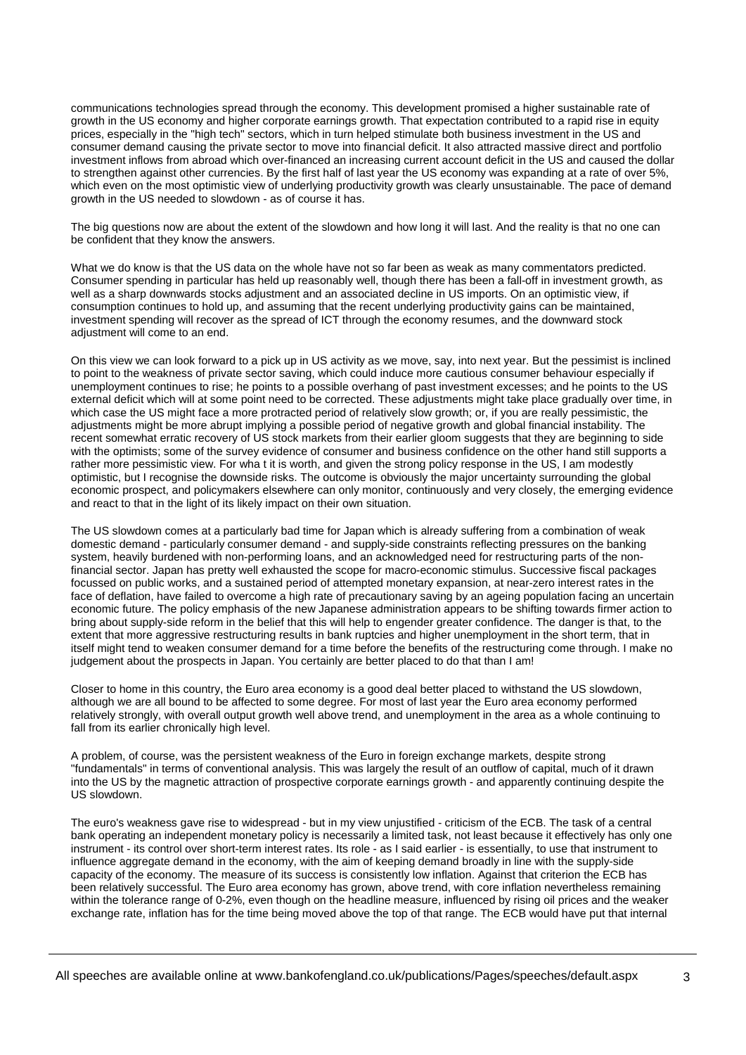communications technologies spread through the economy. This development promised a higher sustainable rate of growth in the US economy and higher corporate earnings growth. That expectation contributed to a rapid rise in equity prices, especially in the "high tech" sectors, which in turn helped stimulate both business investment in the US and consumer demand causing the private sector to move into financial deficit. It also attracted massive direct and portfolio investment inflows from abroad which over-financed an increasing current account deficit in the US and caused the dollar to strengthen against other currencies. By the first half of last year the US economy was expanding at a rate of over 5%, which even on the most optimistic view of underlying productivity growth was clearly unsustainable. The pace of demand growth in the US needed to slowdown - as of course it has.

The big questions now are about the extent of the slowdown and how long it will last. And the reality is that no one can be confident that they know the answers.

What we do know is that the US data on the whole have not so far been as weak as many commentators predicted. Consumer spending in particular has held up reasonably well, though there has been a fall-off in investment growth, as well as a sharp downwards stocks adjustment and an associated decline in US imports. On an optimistic view, if consumption continues to hold up, and assuming that the recent underlying productivity gains can be maintained, investment spending will recover as the spread of ICT through the economy resumes, and the downward stock adjustment will come to an end.

On this view we can look forward to a pick up in US activity as we move, say, into next year. But the pessimist is inclined to point to the weakness of private sector saving, which could induce more cautious consumer behaviour especially if unemployment continues to rise; he points to a possible overhang of past investment excesses; and he points to the US external deficit which will at some point need to be corrected. These adjustments might take place gradually over time, in which case the US might face a more protracted period of relatively slow growth; or, if you are really pessimistic, the adjustments might be more abrupt implying a possible period of negative growth and global financial instability. The recent somewhat erratic recovery of US stock markets from their earlier gloom suggests that they are beginning to side with the optimists; some of the survey evidence of consumer and business confidence on the other hand still supports a rather more pessimistic view. For wha t it is worth, and given the strong policy response in the US, I am modestly optimistic, but I recognise the downside risks. The outcome is obviously the major uncertainty surrounding the global economic prospect, and policymakers elsewhere can only monitor, continuously and very closely, the emerging evidence and react to that in the light of its likely impact on their own situation.

The US slowdown comes at a particularly bad time for Japan which is already suffering from a combination of weak domestic demand - particularly consumer demand - and supply-side constraints reflecting pressures on the banking system, heavily burdened with non-performing loans, and an acknowledged need for restructuring parts of the non-financial sector. Japan has pretty well exhausted the scope for macro-economic stimulus. Successive fiscal packages focussed on public works, and a sustained period of attempted monetary expansion, at near-zero interest rates in the face of deflation, have failed to overcome a high rate of precautionary saving by an ageing population facing an uncertain economic future. The policy emphasis of the new Japanese administration appears to be shifting towards firmer action to bring about supply-side reform in the belief that this will help to engender greater confidence. The danger is that, to the extent that more aggressive restructuring results in bank ruptcies and higher unemployment in the short term, that in itself might tend to weaken consumer demand for a time before the benefits of the restructuring come through. I make no judgement about the prospects in Japan. You certainly are better placed to do that than I am!

Closer to home in this country, the Euro area economy is a good deal better placed to withstand the US slowdown, although we are all bound to be affected to some degree. For most of last year the Euro area economy performed relatively strongly, with overall output growth well above trend, and unemployment in the area as a whole continuing to fall from its earlier chronically high level.

A problem, of course, was the persistent weakness of the Euro in foreign exchange markets, despite strong "fundamentals" in terms of conventional analysis. This was largely the result of an outflow of capital, much of it drawn into the US by the magnetic attraction of prospective corporate earnings growth - and apparently continuing despite the US slowdown.

The euro's weakness gave rise to widespread - but in my view unjustified - criticism of the ECB. The task of a central bank operating an independent monetary policy is necessarily a limited task, not least because it effectively has only one instrument - its control over short-term interest rates. Its role - as I said earlier - is essentially, to use that instrument to influence aggregate demand in the economy, with the aim of keeping demand broadly in line with the supply-side capacity of the economy. The measure of its success is consistently low inflation. Against that criterion the ECB has been relatively successful. The Euro area economy has grown, above trend, with core inflation nevertheless remaining within the tolerance range of 0-2%, even though on the headline measure, influenced by rising oil prices and the weaker exchange rate, inflation has for the time being moved above the top of that range. The ECB would have put that internal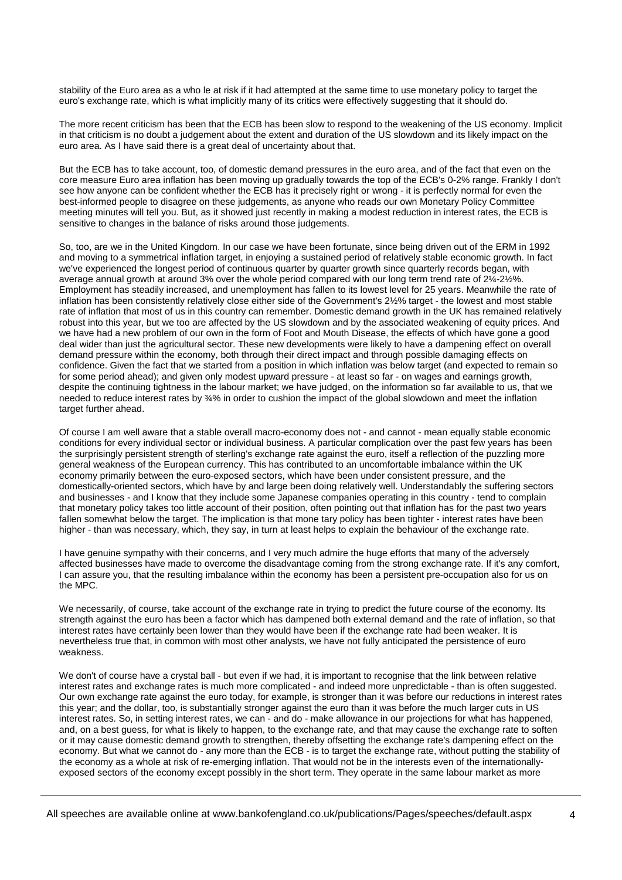stability of the Euro area as a who le at risk if it had attempted at the same time to use monetary policy to target the euro's exchange rate, which is what implicitly many of its critics were effectively suggesting that it should do.

The more recent criticism has been that the ECB has been slow to respond to the weakening of the US economy. Implicit in that criticism is no doubt a judgement about the extent and duration of the US slowdown and its likely impact on the euro area. As I have said there is a great deal of uncertainty about that.

But the ECB has to take account, too, of domestic demand pressures in the euro area, and of the fact that even on the core measure Euro area inflation has been moving up gradually towards the top of the ECB's 0-2% range. Frankly I don't see how anyone can be confident whether the ECB has it precisely right or wrong - it is perfectly normal for even the best-informed people to disagree on these judgements, as anyone who reads our own Monetary Policy Committee meeting minutes will tell you. But, as it showed just recently in making a modest reduction in interest rates, the ECB is sensitive to changes in the balance of risks around those judgements.

So, too, are we in the United Kingdom. In our case we have been fortunate, since being driven out of the ERM in 1992 and moving to a symmetrical inflation target, in enjoying a sustained period of relatively stable economic growth. In fact we've experienced the longest period of continuous quarter by quarter growth since quarterly records began, with average annual growth at around 3% over the whole period compared with our long term trend rate of 2¼-2½%. Employment has steadily increased, and unemployment has fallen to its lowest level for 25 years. Meanwhile the rate of inflation has been consistently relatively close either side of the Government's 2½% target - the lowest and most stable rate of inflation that most of us in this country can remember. Domestic demand growth in the UK has remained relatively robust into this year, but we too are affected by the US slowdown and by the associated weakening of equity prices. And we have had a new problem of our own in the form of Foot and Mouth Disease, the effects of which have gone a good deal wider than just the agricultural sector. These new developments were likely to have a dampening effect on overall demand pressure within the economy, both through their direct impact and through possible damaging effects on confidence. Given the fact that we started from a position in which inflation was below target (and expected to remain so for some period ahead); and given only modest upward pressure - at least so far - on wages and earnings growth, despite the continuing tightness in the labour market; we have judged, on the information so far available to us, that we needed to reduce interest rates by ¾% in order to cushion the impact of the global slowdown and meet the inflation target further ahead.

Of course I am well aware that a stable overall macro-economy does not - and cannot - mean equally stable economic conditions for every individual sector or individual business. A particular complication over the past few years has been the surprisingly persistent strength of sterling's exchange rate against the euro, itself a reflection of the puzzling more general weakness of the European currency. This has contributed to an uncomfortable imbalance within the UK economy primarily between the euro-exposed sectors, which have been under consistent pressure, and the domestically-oriented sectors, which have by and large been doing relatively well. Understandably the suffering sectors and businesses - and I know that they include some Japanese companies operating in this country - tend to complain that monetary policy takes too little account of their position, often pointing out that inflation has for the past two years fallen somewhat below the target. The implication is that mone tary policy has been tighter - interest rates have been higher - than was necessary, which, they say, in turn at least helps to explain the behaviour of the exchange rate.

I have genuine sympathy with their concerns, and I very much admire the huge efforts that many of the adversely affected businesses have made to overcome the disadvantage coming from the strong exchange rate. If it's any comfort, I can assure you, that the resulting imbalance within the economy has been a persistent pre-occupation also for us on the MPC.

We necessarily, of course, take account of the exchange rate in trying to predict the future course of the economy. Its strength against the euro has been a factor which has dampened both external demand and the rate of inflation, so that interest rates have certainly been lower than they would have been if the exchange rate had been weaker. It is nevertheless true that, in common with most other analysts, we have not fully anticipated the persistence of euro weakness.

We don't of course have a crystal ball - but even if we had, it is important to recognise that the link between relative interest rates and exchange rates is much more complicated - and indeed more unpredictable - than is often suggested. Our own exchange rate against the euro today, for example, is stronger than it was before our reductions in interest rates this year; and the dollar, too, is substantially stronger against the euro than it was before the much larger cuts in US interest rates. So, in setting interest rates, we can - and do - make allowance in our projections for what has happened, and, on a best guess, for what is likely to happen, to the exchange rate, and that may cause the exchange rate to soften or it may cause domestic demand growth to strengthen, thereby offsetting the exchange rate's dampening effect on the economy. But what we cannot do - any more than the ECB - is to target the exchange rate, without putting the stability of the economy as a whole at risk of re-emerging inflation. That would not be in the interests even of the internationally-exposed sectors of the economy except possibly in the short term. They operate in the same labour market as more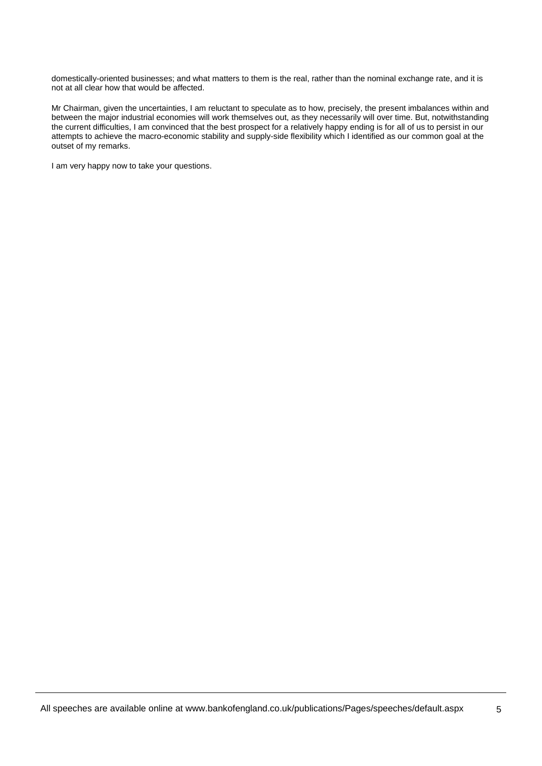domestically-oriented businesses; and what matters to them is the real, rather than the nominal exchange rate, and it is not at all clear how that would be affected.

Mr Chairman, given the uncertainties, I am reluctant to speculate as to how, precisely, the present imbalances within and between the major industrial economies will work themselves out, as they necessarily will over time. But, notwithstanding the current difficulties, I am convinced that the best prospect for a relatively happy ending is for all of us to persist in our attempts to achieve the macro-economic stability and supply-side flexibility which I identified as our common goal at the outset of my remarks.

I am very happy now to take your questions.